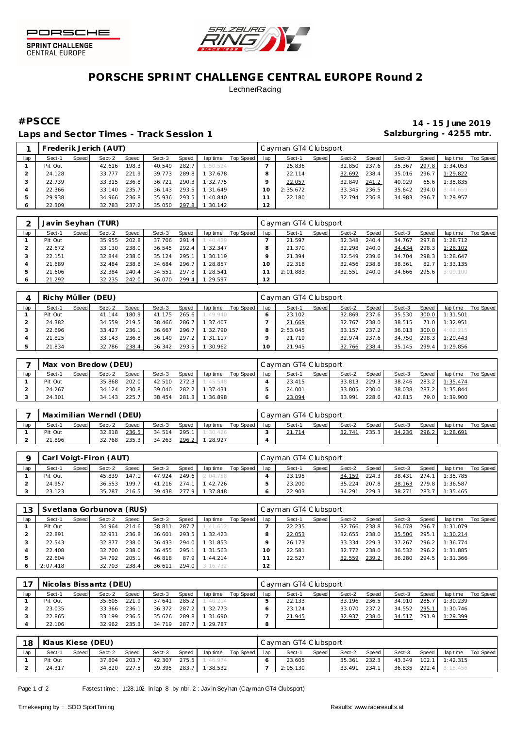# PORSCHE SPRINT CHALLENGE CENTRAL EUROPE Round 2

LechnerRacing

## #PSCCE

**14 - 15 June 2019**

## Laps and Sector Times - Track Session 1

**Salzburgring - 4255 mtr.**

| 1 | Frederik Jerich (AUT) | | | | | | | | Cayman GT4 Clubsport | | | | | | | | |
|---|---|---|---|---|---|---|---|---|---|---|---|---|---|---|---|---|---|
| lap | Sect-1 | Speed | Sect-2 | Speed | Sect-3 | Speed | lap time | Top Speed | lap | Sect-1 | Speed | Sect-2 | Speed | Sect-3 | Speed | lap time | Top Speed |
| 1 | Pit Out | | 42.616 | 198.3 | 40.549 | 282.7 | 1:50.524 | | 7 | 25.836 | | 32.850 | 237.6 | 35.367 | 297.8 | 1:34.053 | |
| 2 | 24.128 | | 33.777 | 221.9 | 39.773 | 289.8 | 1:37.678 | | 8 | 22.114 | | 32.692 | 238.4 | 35.016 | 296.7 | 1:29.822 | |
| 3 | 22.739 | | 33.315 | 236.8 | 36.721 | 290.3 | 1:32.775 | | 9 | 22.057 | | 32.849 | 241.2 | 40.929 | 65.6 | 1:35.835 | |
| 4 | 22.366 | | 33.140 | 235.7 | 36.143 | 293.5 | 1:31.649 | | 10 | 2:35.672 | | 33.345 | 236.5 | 35.642 | 294.0 | 3:44.659 | |
| 5 | 29.938 | | 34.966 | 236.8 | 35.936 | 293.5 | 1:40.840 | | 11 | 22.180 | | 32.794 | 236.8 | 34.983 | 296.7 | 1:29.957 | |
| 6 | 22.309 | | 32.783 | 237.2 | 35.050 | 297.8 | 1:30.142 | | 12 | | | | | | | | |

| 2 | Javin Seyhan (TUR) | | | | | | | | Cayman GT4 Clubsport | | | | | | | | |
|---|---|---|---|---|---|---|---|---|---|---|---|---|---|---|---|---|---|
| lap | Sect-1 | Speed | Sect-2 | Speed | Sect-3 | Speed | lap time | Top Speed | lap | Sect-1 | Speed | Sect-2 | Speed | Sect-3 | Speed | lap time | Top Speed |
| 1 | Pit Out | | 35.955 | 202.8 | 37.706 | 291.4 | 1:40.429 | | 7 | 21.597 | | 32.348 | 240.4 | 34.767 | 297.8 | 1:28.712 | |
| 2 | 22.672 | | 33.130 | 238.0 | 36.545 | 292.4 | 1:32.347 | | 8 | 21.370 | | 32.298 | 240.0 | 34.434 | 298.3 | 1:28.102 | |
| 3 | 22.151 | | 32.844 | 238.0 | 35.124 | 295.1 | 1:30.119 | | 9 | 21.394 | | 32.549 | 239.6 | 34.704 | 298.3 | 1:28.647 | |
| 4 | 21.689 | | 32.484 | 238.8 | 34.684 | 296.7 | 1:28.857 | | 10 | 22.318 | | 32.456 | 238.8 | 38.361 | 82.7 | 1:33.135 | |
| 5 | 21.606 | | 32.384 | 240.4 | 34.551 | 297.8 | 1:28.541 | | 11 | 2:01.883 | | 32.551 | 240.0 | 34.666 | 295.6 | 3:09.100 | |
| 6 | 21.292 | | 32.235 | 242.0 | 36.070 | 299.4 | 1:29.597 | | 12 | | | | | | | | |

| 4 | Richy Müller (DEU) | | | | | | | | Cayman GT4 Clubsport | | | | | | | | |
|---|---|---|---|---|---|---|---|---|---|---|---|---|---|---|---|---|---|
| lap | Sect-1 | Speed | Sect-2 | Speed | Sect-3 | Speed | lap time | Top Speed | lap | Sect-1 | Speed | Sect-2 | Speed | Sect-3 | Speed | lap time | Top Speed |
| 1 | Pit Out | | 41.144 | 180.9 | 41.175 | 265.6 | 1:49.940 | | 6 | 23.102 | | 32.869 | 237.6 | 35.530 | 300.0 | 1:31.501 | |
| 2 | 24.382 | | 34.559 | 219.5 | 38.466 | 286.7 | 1:37.407 | | 7 | 21.669 | | 32.767 | 238.0 | 38.515 | 71.0 | 1:32.951 | |
| 3 | 22.696 | | 33.427 | 236.1 | 36.667 | 296.7 | 1:32.790 | | 8 | 2:53.045 | | 33.157 | 237.2 | 36.013 | 300.0 | 4:02.215 | |
| 4 | 21.825 | | 33.143 | 236.8 | 36.149 | 297.2 | 1:31.117 | | 9 | 21.719 | | 32.974 | 237.6 | 34.750 | 298.3 | 1:29.443 | |
| 5 | 21.834 | | 32.786 | 238.4 | 36.342 | 293.5 | 1:30.962 | | 10 | 21.945 | | 32.766 | 238.4 | 35.145 | 299.4 | 1:29.856 | |

| 7 | Max von Bredow (DEU) | | | | | | | | Cayman GT4 Clubsport | | | | | | | | |
|---|---|---|---|---|---|---|---|---|---|---|---|---|---|---|---|---|---|
| lap | Sect-1 | Speed | Sect-2 | Speed | Sect-3 | Speed | lap time | Top Speed | lap | Sect-1 | Speed | Sect-2 | Speed | Sect-3 | Speed | lap time | Top Speed |
| 1 | Pit Out | | 35.868 | 202.0 | 42.510 | 272.3 | 1:45.548 | | 4 | 23.415 | | 33.813 | 229.3 | 38.246 | 283.2 | 1:35.474 | |
| 2 | 24.267 | | 34.124 | 230.8 | 39.040 | 282.2 | 1:37.431 | | 5 | 24.001 | | 33.805 | 230.0 | 38.038 | 287.2 | 1:35.844 | |
| 3 | 24.301 | | 34.143 | 225.7 | 38.454 | 281.3 | 1:36.898 | | 6 | 23.094 | | 33.991 | 228.6 | 42.815 | 79.0 | 1:39.900 | |

| 7 | Maximilian Werndl (DEU) | | | | | | | | Cayman GT4 Clubsport | | | | | | | | |
|---|---|---|---|---|---|---|---|---|---|---|---|---|---|---|---|---|---|
| lap | Sect-1 | Speed | Sect-2 | Speed | Sect-3 | Speed | lap time | Top Speed | lap | Sect-1 | Speed | Sect-2 | Speed | Sect-3 | Speed | lap time | Top Speed |
| 1 | Pit Out | | 32.818 | 236.5 | 34.514 | 295.1 | 1:30.426 | | 3 | 21.714 | | 32.741 | 235.3 | 34.236 | 296.2 | 1:28.691 | |
| 2 | 21.896 | | 32.768 | 235.3 | 34.263 | 296.2 | 1:28.927 | | 4 | | | | | | | | |

| 9 | Carl Voigt-Firon (AUT) | | | | | | | | Cayman GT4 Clubsport | | | | | | | | |
|---|---|---|---|---|---|---|---|---|---|---|---|---|---|---|---|---|---|
| lap | Sect-1 | Speed | Sect-2 | Speed | Sect-3 | Speed | lap time | Top Speed | lap | Sect-1 | Speed | Sect-2 | Speed | Sect-3 | Speed | lap time | Top Speed |
| 1 | Pit Out | | 45.839 | 147.1 | 47.924 | 249.6 | 2:04.758 | | 4 | 23.195 | | 34.159 | 224.3 | 38.431 | 274.1 | 1:35.785 | |
| 2 | 24.957 | | 36.553 | 199.7 | 41.216 | 274.1 | 1:42.726 | | 5 | 23.200 | | 35.224 | 207.8 | 38.163 | 279.8 | 1:36.587 | |
| 3 | 23.123 | | 35.287 | 216.5 | 39.438 | 277.9 | 1:37.848 | | 6 | 22.903 | | 34.291 | 229.3 | 38.271 | 283.7 | 1:35.465 | |

| 13 | Svetlana Gorbunova (RUS) | | | | | | | | Cayman GT4 Clubsport | | | | | | | | |
|---|---|---|---|---|---|---|---|---|---|---|---|---|---|---|---|---|---|
| lap | Sect-1 | Speed | Sect-2 | Speed | Sect-3 | Speed | lap time | Top Speed | lap | Sect-1 | Speed | Sect-2 | Speed | Sect-3 | Speed | lap time | Top Speed |
| 1 | Pit Out | | 34.964 | 214.6 | 38.811 | 287.7 | 1:41.612 | | 7 | 22.235 | | 32.766 | 238.8 | 36.078 | 296.7 | 1:31.079 | |
| 2 | 22.891 | | 32.931 | 236.8 | 36.601 | 293.5 | 1:32.423 | | 8 | 22.053 | | 32.655 | 238.0 | 35.506 | 295.1 | 1:30.214 | |
| 3 | 22.543 | | 32.877 | 238.0 | 36.433 | 294.0 | 1:31.853 | | 9 | 26.173 | | 33.334 | 229.3 | 37.267 | 296.2 | 1:36.774 | |
| 4 | 22.408 | | 32.700 | 238.0 | 36.455 | 295.1 | 1:31.563 | | 10 | 22.581 | | 32.772 | 238.0 | 36.532 | 296.2 | 1:31.885 | |
| 5 | 22.604 | | 34.792 | 205.1 | 46.818 | 87.9 | 1:44.214 | | 11 | 22.527 | | 32.559 | 239.2 | 36.280 | 294.5 | 1:31.366 | |
| 6 | 2:07.418 | | 32.703 | 238.4 | 36.611 | 294.0 | 3:16.732 | | 12 | | | | | | | | |

| 17 | Nicolas Bissantz (DEU) | | | | | | | | Cayman GT4 Clubsport | | | | | | | | |
|---|---|---|---|---|---|---|---|---|---|---|---|---|---|---|---|---|---|
| lap | Sect-1 | Speed | Sect-2 | Speed | Sect-3 | Speed | lap time | Top Speed | lap | Sect-1 | Speed | Sect-2 | Speed | Sect-3 | Speed | lap time | Top Speed |
| 1 | Pit Out | | 35.605 | 221.9 | 37.641 | 285.2 | 1:40.214 | | 5 | 22.133 | | 33.196 | 236.5 | 34.910 | 285.7 | 1:30.239 | |
| 2 | 23.035 | | 33.366 | 236.1 | 36.372 | 287.2 | 1:32.773 | | 6 | 23.124 | | 33.070 | 237.2 | 34.552 | 295.1 | 1:30.746 | |
| 3 | 22.865 | | 33.199 | 236.5 | 35.626 | 289.8 | 1:31.690 | | 7 | 21.945 | | 32.937 | 238.0 | 34.517 | 291.9 | 1:29.399 | |
| 4 | 22.106 | | 32.962 | 235.3 | 34.719 | 287.7 | 1:29.787 | | 8 | | | | | | | | |

| 18 | Klaus Kiese (DEU) | | | | | | | | Cayman GT4 Clubsport | | | | | | | | |
|---|---|---|---|---|---|---|---|---|---|---|---|---|---|---|---|---|---|
| lap | Sect-1 | Speed | Sect-2 | Speed | Sect-3 | Speed | lap time | Top Speed | lap | Sect-1 | Speed | Sect-2 | Speed | Sect-3 | Speed | lap time | Top Speed |
| 1 | Pit Out | | 37.804 | 203.7 | 42.307 | 275.5 | 1:46.974 | | 6 | 23.605 | | 35.361 | 232.3 | 43.349 | 102.1 | 1:42.315 | |
| 2 | 24.317 | | 34.820 | 227.5 | 39.395 | 283.7 | 1:38.532 | | 7 | 2:05.130 | | 33.491 | 234.1 | 36.835 | 292.4 | 3:15.456 | |

Fastest time : 1:28.102 in lap 8 by nbr. 2 : Javin Seyhan (Cayman GT4 Clubsport)

Timekeeping by : SDO SportTiming

Results: www.raceresults.at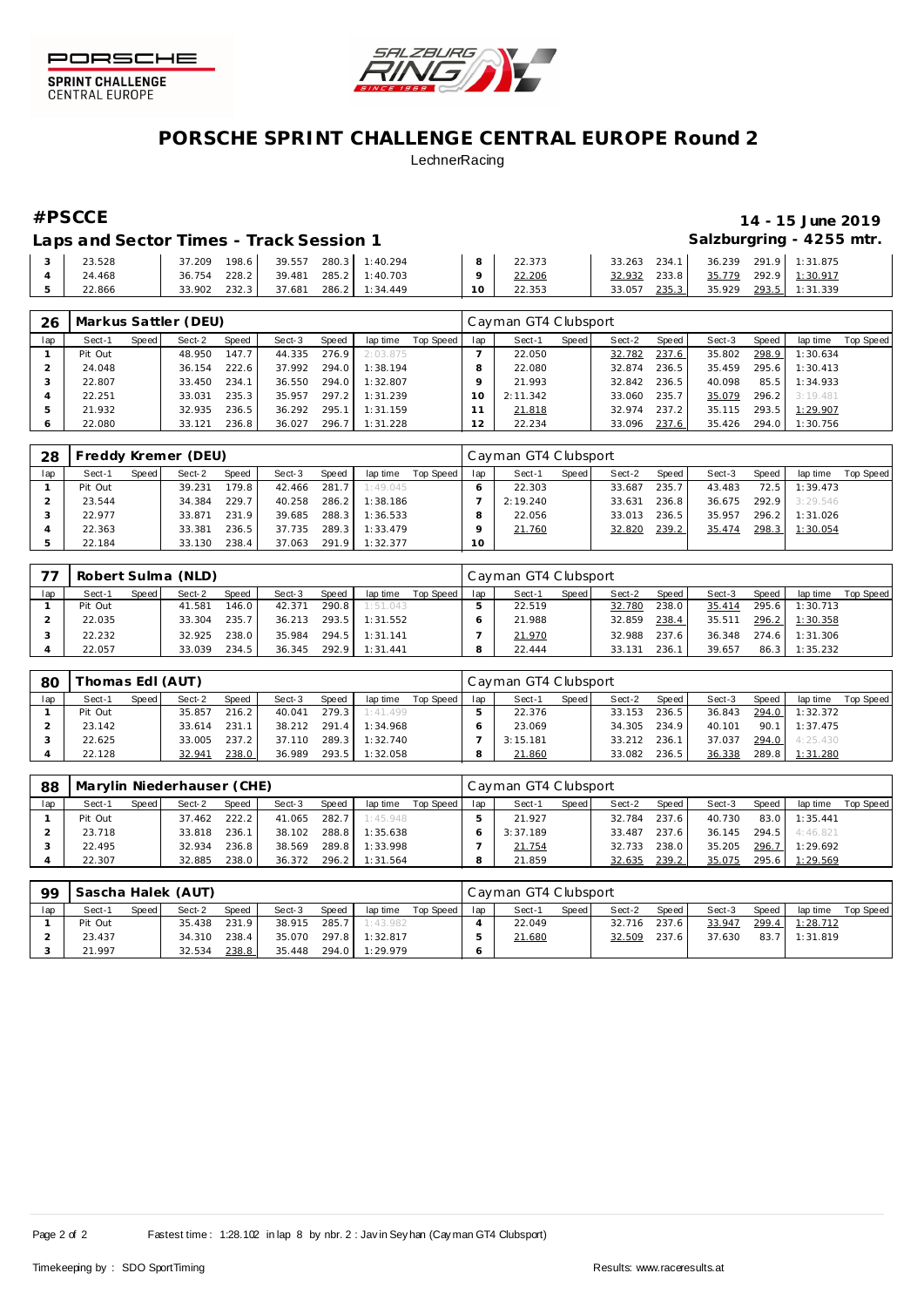# PORSCHE SPRINT CHALLENGE CENTRAL EUROPE Round 2

LechnerRacing

**#PSCCE** — 14 - 15 June 2019

## Laps and Sector Times - Track Session 1

Salzburgring - 4255 mtr.

| lap | Sect-1 | Speed | Sect-2 | Speed | Sect-3 | Speed | lap time | Top Speed | lap | Sect-1 | Speed | Sect-2 | Speed | Sect-3 | Speed | lap time | Top Speed |
|---|---|---|---|---|---|---|---|---|---|---|---|---|---|---|---|---|---|
| 3 | 23.528 | | 37.209 | 198.6 | 39.557 | 280.3 | 1:40.294 | | 8 | 22.373 | | 33.263 | 234.1 | 36.239 | 291.9 | 1:31.875 | |
| 4 | 24.468 | | 36.754 | 228.2 | 39.481 | 285.2 | 1:40.703 | | 9 | 22.206 | | 32.932 | 233.8 | 35.779 | 292.9 | 1:30.917 | |
| 5 | 22.866 | | 33.902 | 232.3 | 37.681 | 286.2 | 1:34.449 | | 10 | 22.353 | | 33.057 | 235.3 | 35.929 | 293.5 | 1:31.339 | |

### 26 Markus Sattler (DEU) — Cayman GT4 Clubsport

| lap | Sect-1 | Speed | Sect-2 | Speed | Sect-3 | Speed | lap time | Top Speed | lap | Sect-1 | Speed | Sect-2 | Speed | Sect-3 | Speed | lap time | Top Speed |
|---|---|---|---|---|---|---|---|---|---|---|---|---|---|---|---|---|---|
| 1 | Pit Out | | 48.950 | 147.7 | 44.335 | 276.9 | 2:03.875 | | 7 | 22.050 | | 32.782 | 237.6 | 35.802 | 298.9 | 1:30.634 | |
| 2 | 24.048 | | 36.154 | 222.6 | 37.992 | 294.0 | 1:38.194 | | 8 | 22.080 | | 32.874 | 236.5 | 35.459 | 295.6 | 1:30.413 | |
| 3 | 22.807 | | 33.450 | 234.1 | 36.550 | 294.0 | 1:32.807 | | 9 | 21.993 | | 32.842 | 236.5 | 40.098 | 85.5 | 1:34.933 | |
| 4 | 22.251 | | 33.031 | 235.3 | 35.957 | 297.2 | 1:31.239 | | 10 | 2:11.342 | | 33.060 | 235.7 | 35.079 | 296.2 | 3:19.481 | |
| 5 | 21.932 | | 32.935 | 236.5 | 36.292 | 295.1 | 1:31.159 | | 11 | 21.818 | | 32.974 | 237.2 | 35.115 | 293.5 | 1:29.907 | |
| 6 | 22.080 | | 33.121 | 236.8 | 36.027 | 296.7 | 1:31.228 | | 12 | 22.234 | | 33.096 | 237.6 | 35.426 | 294.0 | 1:30.756 | |

### 28 Freddy Kremer (DEU) — Cayman GT4 Clubsport

| lap | Sect-1 | Speed | Sect-2 | Speed | Sect-3 | Speed | lap time | Top Speed | lap | Sect-1 | Speed | Sect-2 | Speed | Sect-3 | Speed | lap time | Top Speed |
|---|---|---|---|---|---|---|---|---|---|---|---|---|---|---|---|---|---|
| 1 | Pit Out | | 39.231 | 179.8 | 42.466 | 281.7 | 1:49.045 | | 6 | 22.303 | | 33.687 | 235.7 | 43.483 | 72.5 | 1:39.473 | |
| 2 | 23.544 | | 34.384 | 229.7 | 40.258 | 286.2 | 1:38.186 | | 7 | 2:19.240 | | 33.631 | 236.8 | 36.675 | 292.9 | 3:29.546 | |
| 3 | 22.977 | | 33.871 | 231.9 | 39.685 | 288.3 | 1:36.533 | | 8 | 22.056 | | 33.013 | 236.5 | 35.957 | 296.2 | 1:31.026 | |
| 4 | 22.363 | | 33.381 | 236.5 | 37.735 | 289.3 | 1:33.479 | | 9 | 21.760 | | 32.820 | 239.2 | 35.474 | 298.3 | 1:30.054 | |
| 5 | 22.184 | | 33.130 | 238.4 | 37.063 | 291.9 | 1:32.377 | | 10 | | | | | | | | |

### 77 Robert Sulma (NLD) — Cayman GT4 Clubsport

| lap | Sect-1 | Speed | Sect-2 | Speed | Sect-3 | Speed | lap time | Top Speed | lap | Sect-1 | Speed | Sect-2 | Speed | Sect-3 | Speed | lap time | Top Speed |
|---|---|---|---|---|---|---|---|---|---|---|---|---|---|---|---|---|---|
| 1 | Pit Out | | 41.581 | 146.0 | 42.371 | 290.8 | 1:51.043 | | 5 | 22.519 | | 32.780 | 238.0 | 35.414 | 295.6 | 1:30.713 | |
| 2 | 22.035 | | 33.304 | 235.7 | 36.213 | 293.5 | 1:31.552 | | 6 | 21.988 | | 32.859 | 238.4 | 35.511 | 296.2 | 1:30.358 | |
| 3 | 22.232 | | 32.925 | 238.0 | 35.984 | 294.5 | 1:31.141 | | 7 | 21.970 | | 32.988 | 237.6 | 36.348 | 274.6 | 1:31.306 | |
| 4 | 22.057 | | 33.039 | 234.5 | 36.345 | 292.9 | 1:31.441 | | 8 | 22.444 | | 33.131 | 236.1 | 39.657 | 86.3 | 1:35.232 | |

### 80 Thomas Edl (AUT) — Cayman GT4 Clubsport

| lap | Sect-1 | Speed | Sect-2 | Speed | Sect-3 | Speed | lap time | Top Speed | lap | Sect-1 | Speed | Sect-2 | Speed | Sect-3 | Speed | lap time | Top Speed |
|---|---|---|---|---|---|---|---|---|---|---|---|---|---|---|---|---|---|
| 1 | Pit Out | | 35.857 | 216.2 | 40.041 | 279.3 | 1:41.499 | | 5 | 22.376 | | 33.153 | 236.5 | 36.843 | 294.0 | 1:32.372 | |
| 2 | 23.142 | | 33.614 | 231.1 | 38.212 | 291.4 | 1:34.968 | | 6 | 23.069 | | 34.305 | 234.9 | 40.101 | 90.1 | 1:37.475 | |
| 3 | 22.625 | | 33.005 | 237.2 | 37.110 | 289.3 | 1:32.740 | | 7 | 3:15.181 | | 33.212 | 236.1 | 37.037 | 294.0 | 4:25.430 | |
| 4 | 22.128 | | 32.941 | 238.0 | 36.989 | 293.5 | 1:32.058 | | 8 | 21.860 | | 33.082 | 236.5 | 36.338 | 289.8 | 1:31.280 | |

### 88 Marylin Niederhauser (CHE) — Cayman GT4 Clubsport

| lap | Sect-1 | Speed | Sect-2 | Speed | Sect-3 | Speed | lap time | Top Speed | lap | Sect-1 | Speed | Sect-2 | Speed | Sect-3 | Speed | lap time | Top Speed |
|---|---|---|---|---|---|---|---|---|---|---|---|---|---|---|---|---|---|
| 1 | Pit Out | | 37.462 | 222.2 | 41.065 | 282.7 | 1:45.948 | | 5 | 21.927 | | 32.784 | 237.6 | 40.730 | 83.0 | 1:35.441 | |
| 2 | 23.718 | | 33.818 | 236.1 | 38.102 | 288.8 | 1:35.638 | | 6 | 3:37.189 | | 33.487 | 237.6 | 36.145 | 294.5 | 4:46.821 | |
| 3 | 22.495 | | 32.934 | 236.8 | 38.569 | 289.8 | 1:33.998 | | 7 | 21.754 | | 32.733 | 238.0 | 35.205 | 296.7 | 1:29.692 | |
| 4 | 22.307 | | 32.885 | 238.0 | 36.372 | 296.2 | 1:31.564 | | 8 | 21.859 | | 32.635 | 239.2 | 35.075 | 295.6 | 1:29.569 | |

### 99 Sascha Halek (AUT) — Cayman GT4 Clubsport

| lap | Sect-1 | Speed | Sect-2 | Speed | Sect-3 | Speed | lap time | Top Speed | lap | Sect-1 | Speed | Sect-2 | Speed | Sect-3 | Speed | lap time | Top Speed |
|---|---|---|---|---|---|---|---|---|---|---|---|---|---|---|---|---|---|
| 1 | Pit Out | | 35.438 | 231.9 | 38.915 | 285.7 | 1:43.982 | | 4 | 22.049 | | 32.716 | 237.6 | 33.947 | 299.4 | 1:28.712 | |
| 2 | 23.437 | | 34.310 | 238.4 | 35.070 | 297.8 | 1:32.817 | | 5 | 21.680 | | 32.509 | 237.6 | 37.630 | 83.7 | 1:31.819 | |
| 3 | 21.997 | | 32.534 | 238.8 | 35.448 | 294.0 | 1:29.979 | | 6 | | | | | | | | |

Fastest time : 1:28.102 in lap 8 by nbr. 2 : Javin Seyhan (Cayman GT4 Clubsport)

Timekeeping by : SDO SportTiming — Results: www.raceresults.at